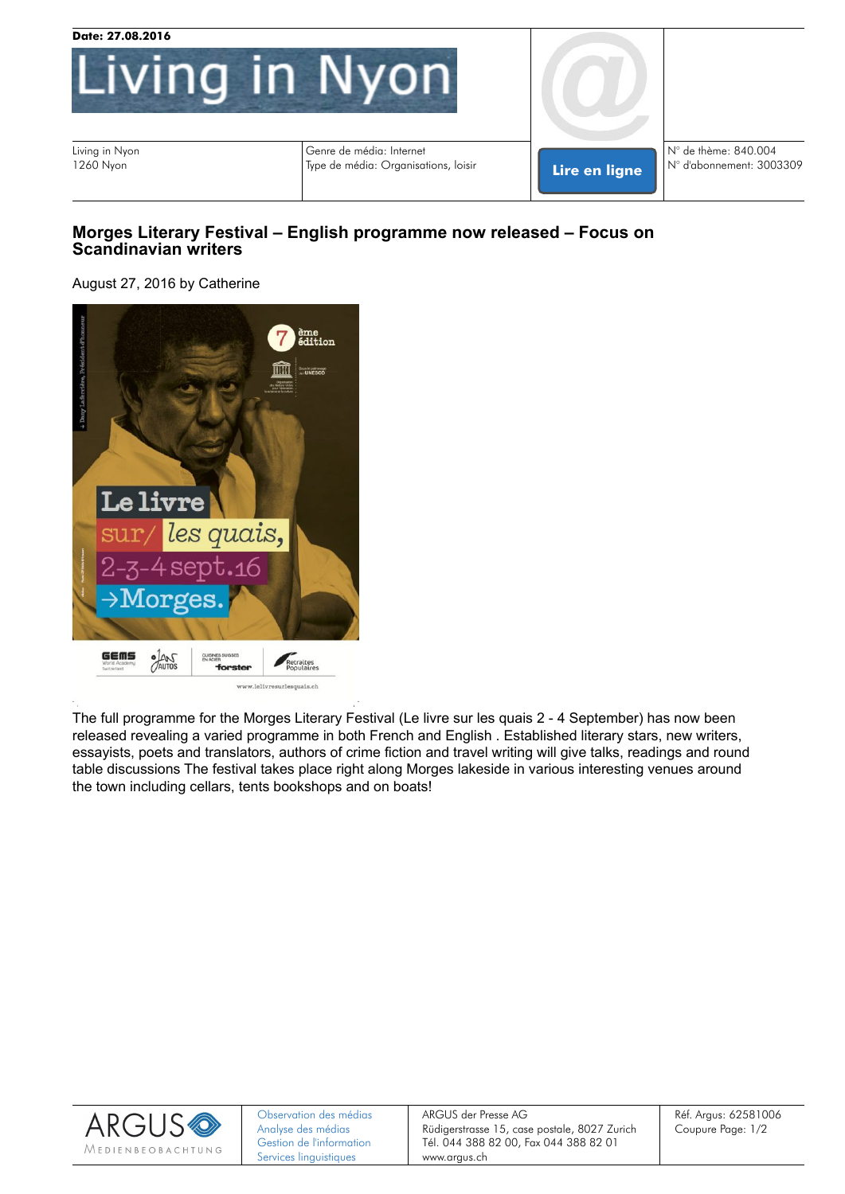Date: 27.08.2016

Living in Nyon

Living in Nyon
1260 Nyon

Genre de média: Internet
Type de média: Organisations, loisir

Lire en ligne

N° de thème: 840.004
N° d'abonnement: 3003309

# Morges Literary Festival – English programme now released – Focus on Scandinavian writers

August 27, 2016 by Catherine

The full programme for the Morges Literary Festival (Le livre sur les quais 2 - 4 September) has now been released revealing a varied programme in both French and English . Established literary stars, new writers, essayists, poets and translators, authors of crime fiction and travel writing will give talks, readings and round table discussions The festival takes place right along Morges lakeside in various interesting venues around the town including cellars, tents bookshops and on boats!

ARGUS der Presse AG
Rüdigerstrasse 15, case postale, 8027 Zurich
Tél. 044 388 82 00, Fax 044 388 82 01
www.argus.ch

Réf. Argus: 62581006
Coupure Page: 1/2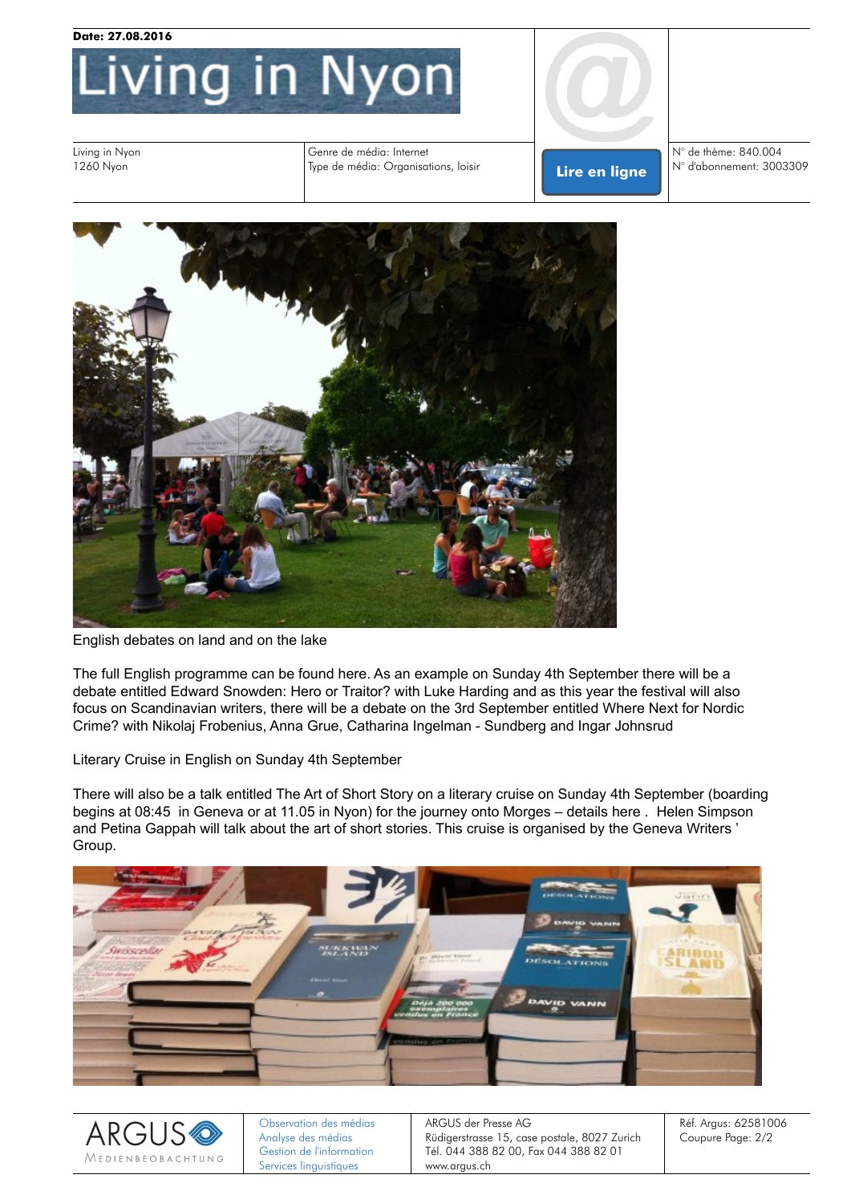English debates on land and on the lake

The full English programme can be found here. As an example on Sunday 4th September there will be a debate entitled Edward Snowden: Hero or Traitor? with Luke Harding and as this year the festival will also focus on Scandinavian writers, there will be a debate on the 3rd September entitled Where Next for Nordic Crime? with Nikolaj Frobenius, Anna Grue, Catharina Ingelman - Sundberg and Ingar Johnsrud

Literary Cruise in English on Sunday 4th September

There will also be a talk entitled The Art of Short Story on a literary cruise on Sunday 4th September (boarding begins at 08:45 in Geneva or at 11.05 in Nyon) for the journey onto Morges – details here . Helen Simpson and Petina Gappah will talk about the art of short stories. This cruise is organised by the Geneva Writers ' Group.